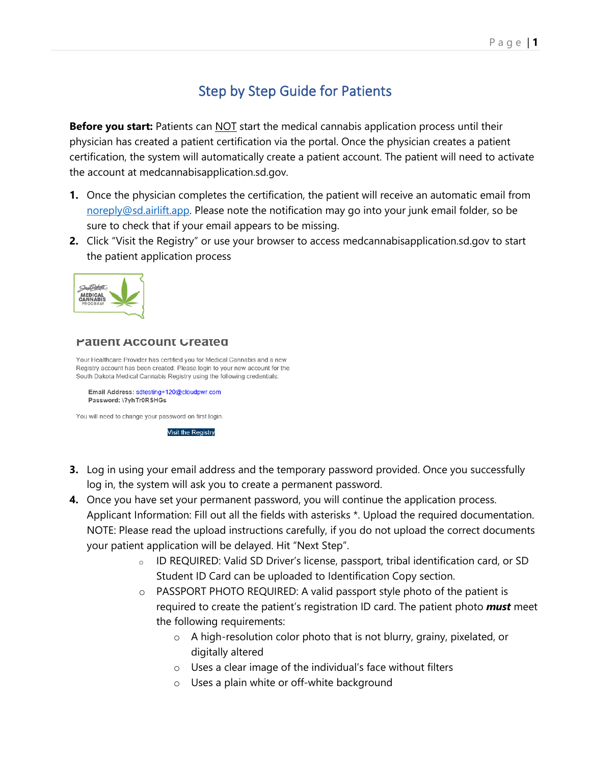# Step by Step Guide for Patients

**Before you start:** Patients can NOT start the medical cannabis application process until their physician has created a patient certification via the portal. Once the physician creates a patient certification, the system will automatically create a patient account. The patient will need to activate the account at medcannabisapplication.sd.gov.

1. Once the physician completes the certification, the patient will receive an automatic email from noreply@sd.airlift.app. Please note the notification may go into your junk email folder, so be sure to check that if your email appears to be missing.
2. Click "Visit the Registry" or use your browser to access medcannabisapplication.sd.gov to start the patient application process

South Dakota MEDICAL CANNABIS PROGRAM

Patient Account Created

Your Healthcare Provider has certified you for Medical Cannabis and a new Registry account has been created. Please login to your new account for the South Dakota Medical Cannabis Registry using the following credentials:

**Email Address:** sdtesting+120@cloudpwr.com
**Password:** \?yhTr0RSHGs

You will need to change your password on first login.

Visit the Registry

3. Log in using your email address and the temporary password provided. Once you successfully log in, the system will ask you to create a permanent password.
4. Once you have set your permanent password, you will continue the application process. Applicant Information: Fill out all the fields with asterisks *. Upload the required documentation. NOTE: Please read the upload instructions carefully, if you do not upload the correct documents your patient application will be delayed. Hit "Next Step".
   - ID REQUIRED: Valid SD Driver's license, passport, tribal identification card, or SD Student ID Card can be uploaded to Identification Copy section.
   - PASSPORT PHOTO REQUIRED: A valid passport style photo of the patient is required to create the patient's registration ID card. The patient photo ***must*** meet the following requirements:
     - A high-resolution color photo that is not blurry, grainy, pixelated, or digitally altered
     - Uses a clear image of the individual's face without filters
     - Uses a plain white or off-white background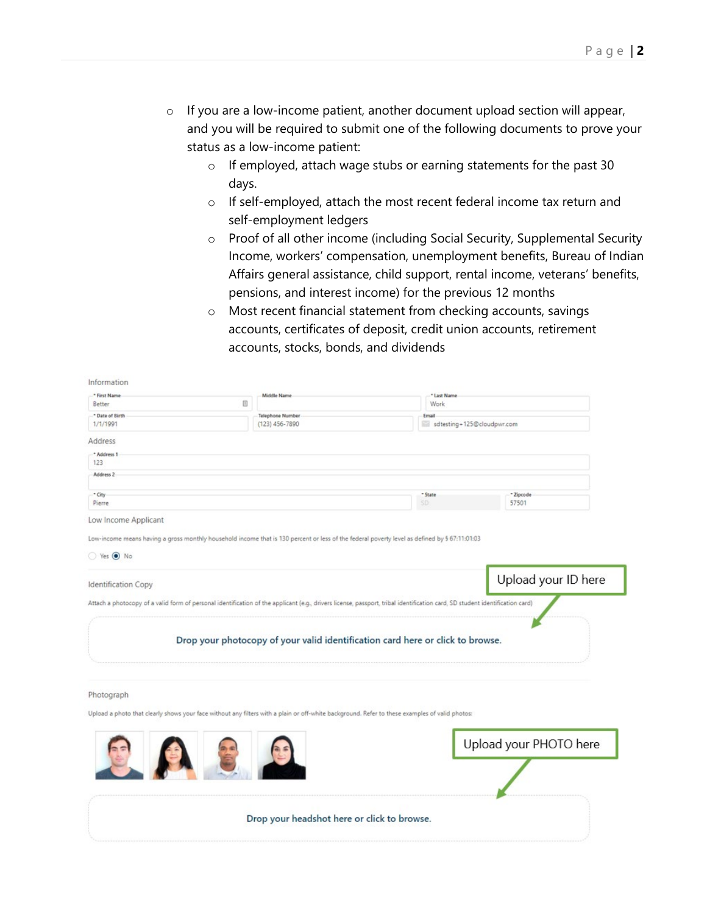- If you are a low-income patient, another document upload section will appear, and you will be required to submit one of the following documents to prove your status as a low-income patient:
  - If employed, attach wage stubs or earning statements for the past 30 days.
  - If self-employed, attach the most recent federal income tax return and self-employment ledgers
  - Proof of all other income (including Social Security, Supplemental Security Income, workers' compensation, unemployment benefits, Bureau of Indian Affairs general assistance, child support, rental income, veterans' benefits, pensions, and interest income) for the previous 12 months
  - Most recent financial statement from checking accounts, savings accounts, certificates of deposit, credit union accounts, retirement accounts, stocks, bonds, and dividends

Information

| * First Name | Middle Name | * Last Name |
| --- | --- | --- |
| Better | | Work |
| **\* Date of Birth** | **Telephone Number** | **Email** |
| 1/1/1991 | (123) 456-7890 | sdtesting+125@cloudpwr.com |

Address

* Address 1: 123

Address 2:

| * City | * State | * Zipcode |
| --- | --- | --- |
| Pierre | SD | 57501 |

Low Income Applicant

Low-income means having a gross monthly household income that is 130 percent or less of the federal poverty level as defined by § 67:11:01:03

○ Yes ◉ No

Identification Copy

Attach a photocopy of a valid form of personal identification of the applicant (e.g., drivers license, passport, tribal identification card, SD student identification card)

**Upload your ID here**

Drop your photocopy of your valid identification card here or click to browse.

Photograph

Upload a photo that clearly shows your face without any filters with a plain or off-white background. Refer to these examples of valid photos:

**Upload your PHOTO here**

Drop your headshot here or click to browse.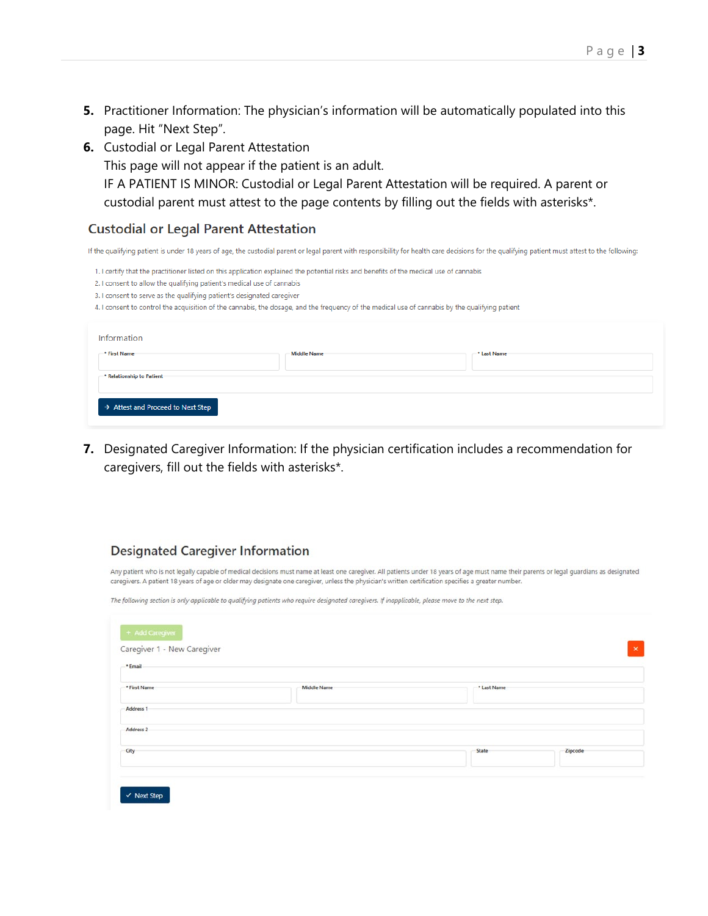5. **Practitioner Information:** The physician's information will be automatically populated into this page. Hit "Next Step".
6. **Custodial or Legal Parent Attestation**
   This page will not appear if the patient is an adult.
   IF A PATIENT IS MINOR: Custodial or Legal Parent Attestation will be required. A parent or custodial parent must attest to the page contents by filling out the fields with asterisks*.

## Custodial or Legal Parent Attestation

If the qualifying patient is under 18 years of age, the custodial parent or legal parent with responsibility for health care decisions for the qualifying patient must attest to the following:

1. I certify that the practitioner listed on this application explained the potential risks and benefits of the medical use of cannabis
2. I consent to allow the qualifying patient's medical use of cannabis
3. I consent to serve as the qualifying patient's designated caregiver
4. I consent to control the acquisition of the cannabis, the dosage, and the frequency of the medical use of cannabis by the qualifying patient

Information

* First Name
Middle Name
* Last Name
* Relationship to Patient

→ Attest and Proceed to Next Step

7. **Designated Caregiver Information:** If the physician certification includes a recommendation for caregivers, fill out the fields with asterisks*.

## Designated Caregiver Information

Any patient who is not legally capable of medical decisions must name at least one caregiver. All patients under 18 years of age must name their parents or legal guardians as designated caregivers. A patient 18 years of age or older may designate one caregiver, unless the physician's written certification specifies a greater number.

*The following section is only applicable to qualifying patients who require designated caregivers. If inapplicable, please move to the next step.*

+ Add Caregiver

Caregiver 1 - New Caregiver ×

* Email
* First Name
Middle Name
* Last Name
Address 1
Address 2
City
State
Zipcode

✓ Next Step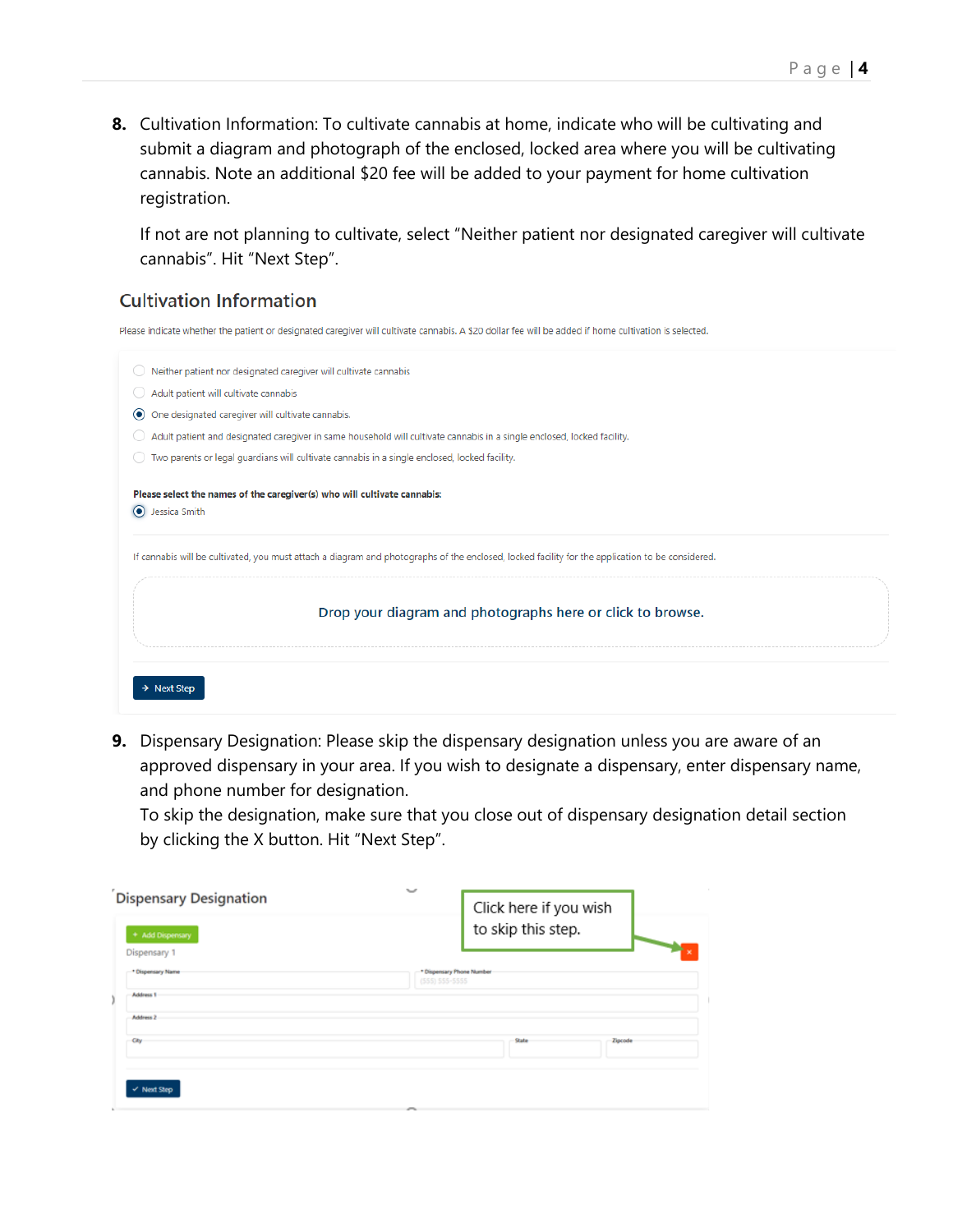8. Cultivation Information: To cultivate cannabis at home, indicate who will be cultivating and submit a diagram and photograph of the enclosed, locked area where you will be cultivating cannabis. Note an additional $20 fee will be added to your payment for home cultivation registration.

   If not are not planning to cultivate, select "Neither patient nor designated caregiver will cultivate cannabis". Hit "Next Step".

## Cultivation Information

Please indicate whether the patient or designated caregiver will cultivate cannabis. A $20 dollar fee will be added if home cultivation is selected.

- ○ Neither patient nor designated caregiver will cultivate cannabis
- ○ Adult patient will cultivate cannabis
- ◉ One designated caregiver will cultivate cannabis.
- ○ Adult patient and designated caregiver in same household will cultivate cannabis in a single enclosed, locked facility.
- ○ Two parents or legal guardians will cultivate cannabis in a single enclosed, locked facility.

**Please select the names of the caregiver(s) who will cultivate cannabis:**

◉ Jessica Smith

If cannabis will be cultivated, you must attach a diagram and photographs of the enclosed, locked facility for the application to be considered.

Drop your diagram and photographs here or click to browse.

→ Next Step

9. Dispensary Designation: Please skip the dispensary designation unless you are aware of an approved dispensary in your area. If you wish to designate a dispensary, enter dispensary name, and phone number for designation.
   To skip the designation, make sure that you close out of dispensary designation detail section by clicking the X button. Hit "Next Step".

## Dispensary Designation

+ Add Dispensary

Dispensary 1

Click here if you wish to skip this step.

| * Dispensary Name | * Dispensary Phone Number |
| --- | --- |
| | (555) 555-5555 |

Address 1

Address 2

| City | State | Zipcode |
| --- | --- | --- |
| | | |

✓ Next Step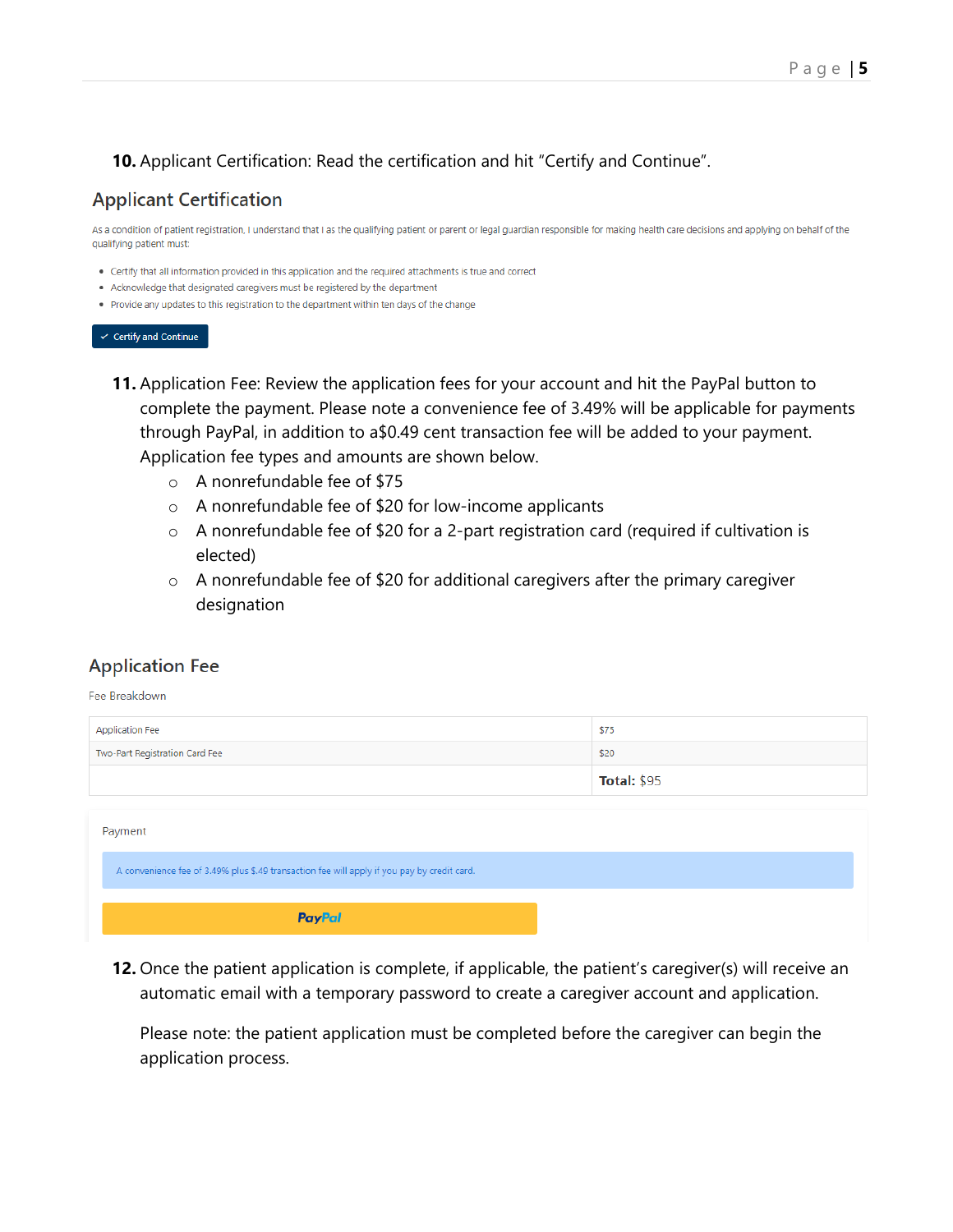10. Applicant Certification: Read the certification and hit "Certify and Continue".

## Applicant Certification

As a condition of patient registration, I understand that I as the qualifying patient or parent or legal guardian responsible for making health care decisions and applying on behalf of the qualifying patient must:

- Certify that all information provided in this application and the required attachments is true and correct
- Acknowledge that designated caregivers must be registered by the department
- Provide any updates to this registration to the department within ten days of the change

✓ Certify and Continue

11. Application Fee: Review the application fees for your account and hit the PayPal button to complete the payment. Please note a convenience fee of 3.49% will be applicable for payments through PayPal, in addition to a$0.49 cent transaction fee will be added to your payment. Application fee types and amounts are shown below.
    - A nonrefundable fee of $75
    - A nonrefundable fee of $20 for low-income applicants
    - A nonrefundable fee of $20 for a 2-part registration card (required if cultivation is elected)
    - A nonrefundable fee of $20 for additional caregivers after the primary caregiver designation

## Application Fee

Fee Breakdown

| | |
|---|---|
| Application Fee | $75 |
| Two-Part Registration Card Fee | $20 |
| | **Total:** $95 |

Payment

A convenience fee of 3.49% plus $.49 transaction fee will apply if you pay by credit card.

PayPal

12. Once the patient application is complete, if applicable, the patient's caregiver(s) will receive an automatic email with a temporary password to create a caregiver account and application.

    Please note: the patient application must be completed before the caregiver can begin the application process.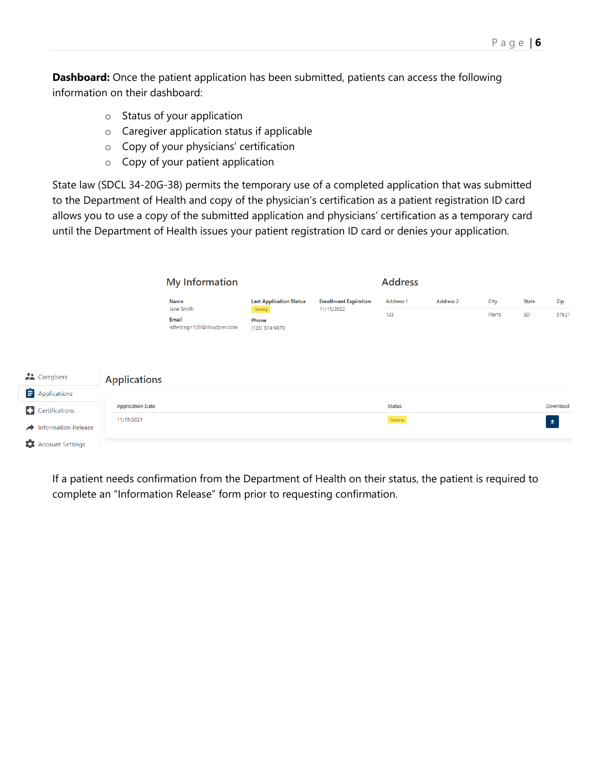**Dashboard:** Once the patient application has been submitted, patients can access the following information on their dashboard:

- Status of your application
- Caregiver application status if applicable
- Copy of your physicians' certification
- Copy of your patient application

State law (SDCL 34-20G-38) permits the temporary use of a completed application that was submitted to the Department of Health and copy of the physician's certification as a patient registration ID card allows you to use a copy of the submitted application and physicians' certification as a temporary card until the Department of Health issues your patient registration ID card or denies your application.

My Information

Name
Jane Smith

Email
sdtesting+120@cloudpwr.com

Last Application Status
Pending

Phone
(123) 574-9870

Enrollment Expiration
11/15/2022

Address

| Address 1 | Address 2 | City | State | Zip |
|---|---|---|---|---|
| 123 | | Pierre | SD | 57821 |

Caregivers
Applications
Certifications
Information Release
Account Settings

Applications

| Application Date | Status | Download |
|---|---|---|
| 11/15/2021 | Pending | |

If a patient needs confirmation from the Department of Health on their status, the patient is required to complete an "Information Release" form prior to requesting confirmation.